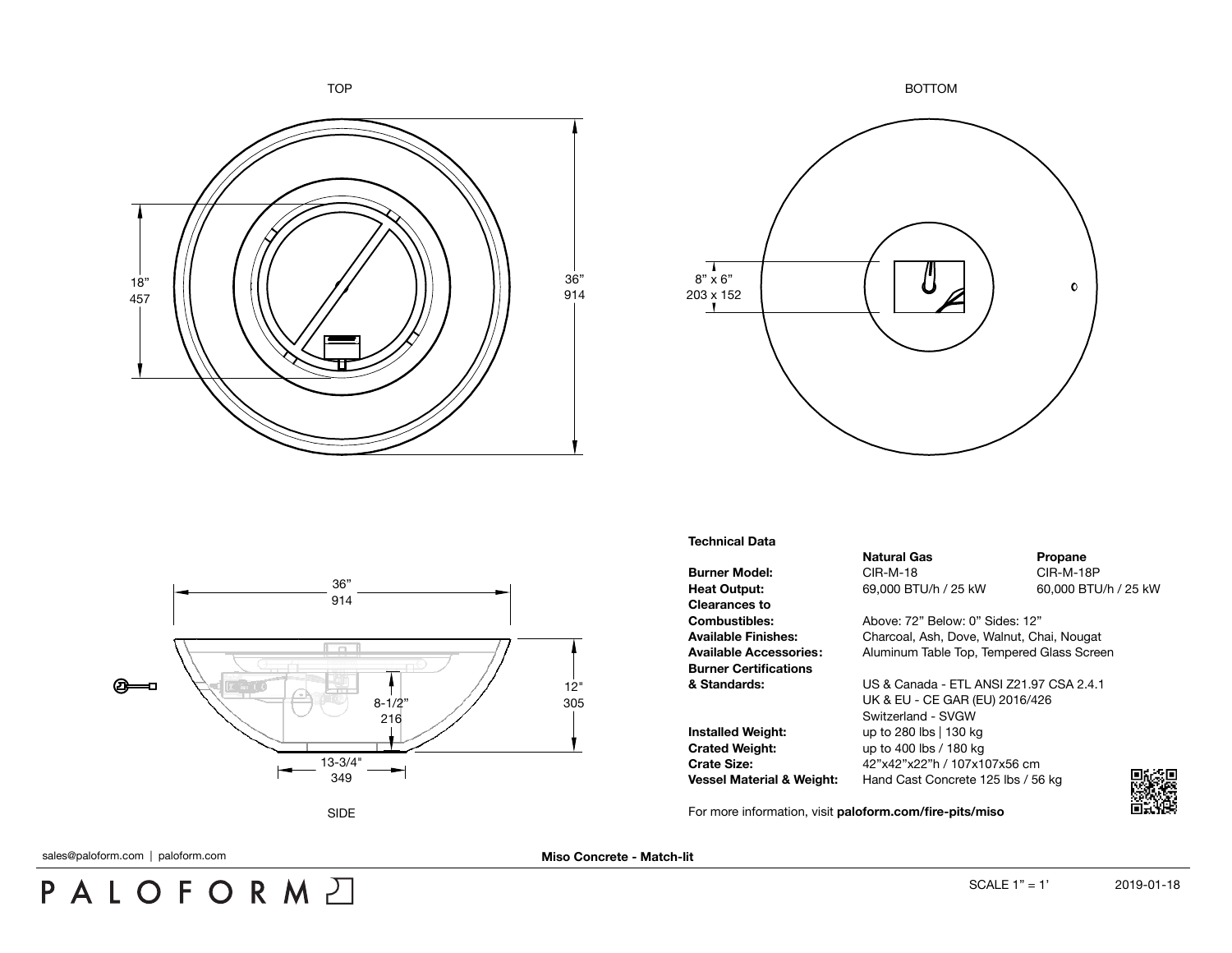TOP

18" 457

36" 914

BOTTOM

8" x 6" 203 x 152

SIDE

36" 914

12" 305

8-1/2" 216

13-3/4" 349

### Technical Data

| | Natural Gas | Propane |
|---|---|---|
| **Burner Model:** | CIR-M-18 | CIR-M-18P |
| **Heat Output:** | 69,000 BTU/h / 25 kW | 60,000 BTU/h / 25 kW |
| **Clearances to Combustibles:** | Above: 72" Below: 0" Sides: 12" | |
| **Available Finishes:** | Charcoal, Ash, Dove, Walnut, Chai, Nougat | |
| **Available Accessories:** | Aluminum Table Top, Tempered Glass Screen | |
| **Burner Certifications & Standards:** | US & Canada - ETL ANSI Z21.97 CSA 2.4.1<br>UK & EU - CE GAR (EU) 2016/426<br>Switzerland - SVGW | |
| **Installed Weight:** | up to 280 lbs \| 130 kg | |
| **Crated Weight:** | up to 400 lbs / 180 kg | |
| **Crate Size:** | 42"x42"x22"h / 107x107x56 cm | |
| **Vessel Material & Weight:** | Hand Cast Concrete 125 lbs / 56 kg | |

For more information, visit **paloform.com/fire-pits/miso**

sales@paloform.com | paloform.com

**Miso Concrete - Match-lit**

PALOFORM

SCALE 1" = 1'

2019-01-18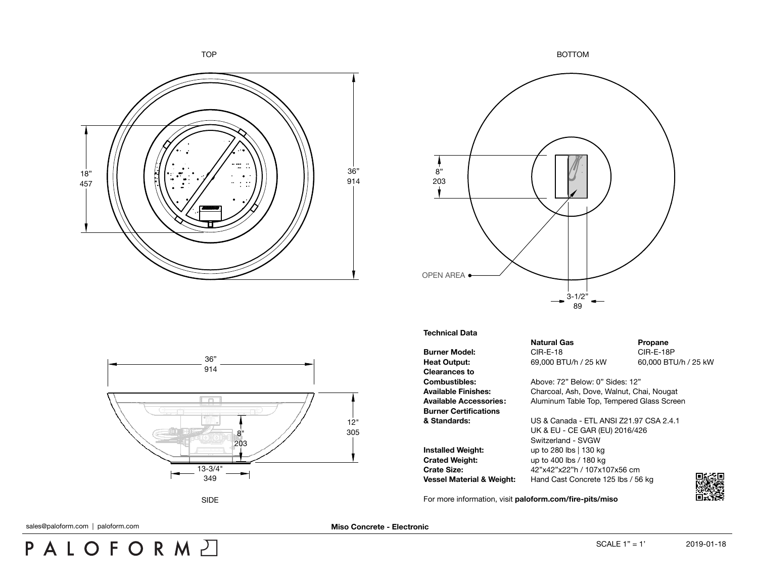TOP

18"
457

36"
914

BOTTOM

8"
203

OPEN AREA

3-1/2"
89

36"
914

12"
305

8"
203

13-3/4"
349

SIDE

### Technical Data

| | Natural Gas | Propane |
|---|---|---|
| **Burner Model:** | CIR-E-18 | CIR-E-18P |
| **Heat Output:** | 69,000 BTU/h / 25 kW | 60,000 BTU/h / 25 kW |
| **Clearances to Combustibles:** | Above: 72" Below: 0" Sides: 12" | |
| **Available Finishes:** | Charcoal, Ash, Dove, Walnut, Chai, Nougat | |
| **Available Accessories:** | Aluminum Table Top, Tempered Glass Screen | |
| **Burner Certifications & Standards:** | US & Canada - ETL ANSI Z21.97 CSA 2.4.1<br>UK & EU - CE GAR (EU) 2016/426<br>Switzerland - SVGW | |
| **Installed Weight:** | up to 280 lbs \| 130 kg | |
| **Crated Weight:** | up to 400 lbs / 180 kg | |
| **Crate Size:** | 42"x42"x22"h / 107x107x56 cm | |
| **Vessel Material & Weight:** | Hand Cast Concrete 125 lbs / 56 kg | |

For more information, visit **paloform.com/fire-pits/miso**

sales@paloform.com | paloform.com

**Miso Concrete - Electronic**

PALOFORM

SCALE 1" = 1'

2019-01-18